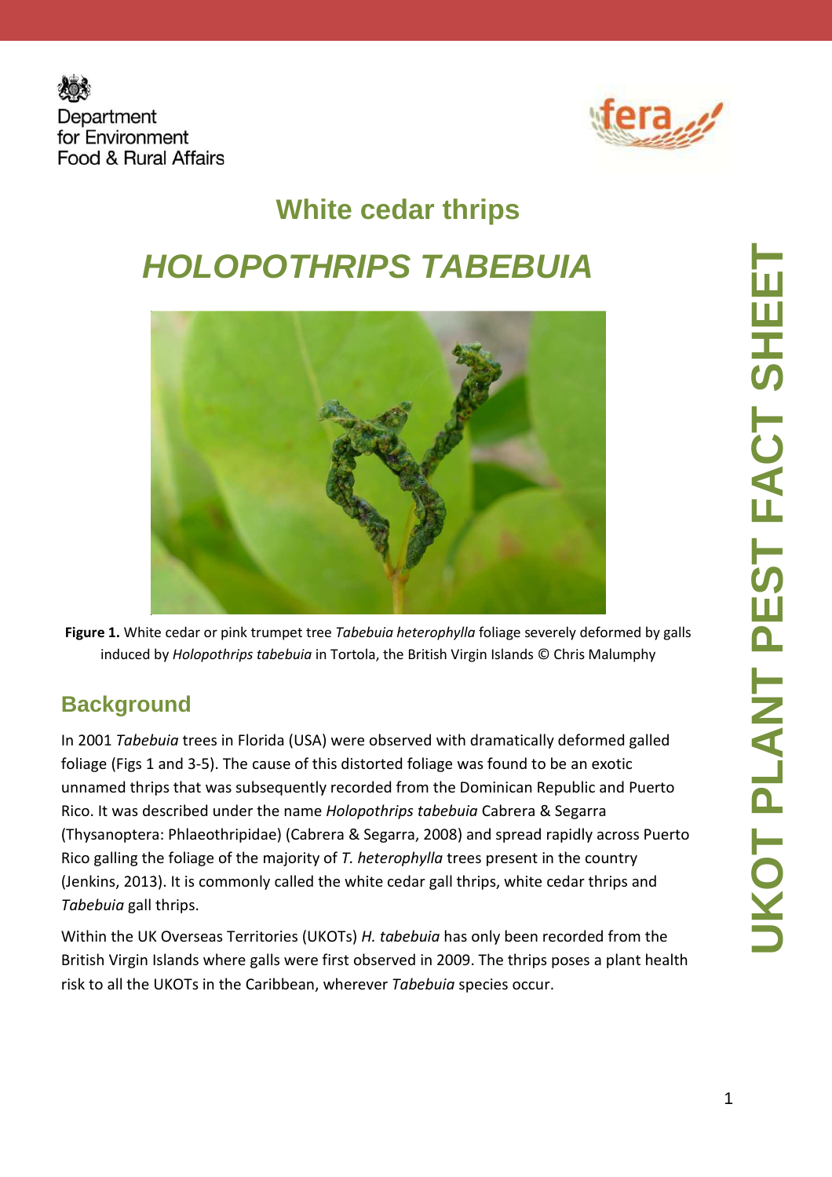# White cedar thrips

# *HOLOPOTHRIPS TABEBUIA*

**Figure 1.** White cedar or pink trumpet tree *Tabebuia heterophylla* foliage severely deformed by galls induced by *Holopothrips tabebuia* in Tortola, the British Virgin Islands © Chris Malumphy

## Background

In 2001 *Tabebuia* trees in Florida (USA) were observed with dramatically deformed galled foliage (Figs 1 and 3-5). The cause of this distorted foliage was found to be an exotic unnamed thrips that was subsequently recorded from the Dominican Republic and Puerto Rico. It was described under the name *Holopothrips tabebuia* Cabrera & Segarra (Thysanoptera: Phlaeothripidae) (Cabrera & Segarra, 2008) and spread rapidly across Puerto Rico galling the foliage of the majority of *T. heterophylla* trees present in the country (Jenkins, 2013). It is commonly called the white cedar gall thrips, white cedar thrips and *Tabebuia* gall thrips.

Within the UK Overseas Territories (UKOTs) *H. tabebuia* has only been recorded from the British Virgin Islands where galls were first observed in 2009. The thrips poses a plant health risk to all the UKOTs in the Caribbean, wherever *Tabebuia* species occur.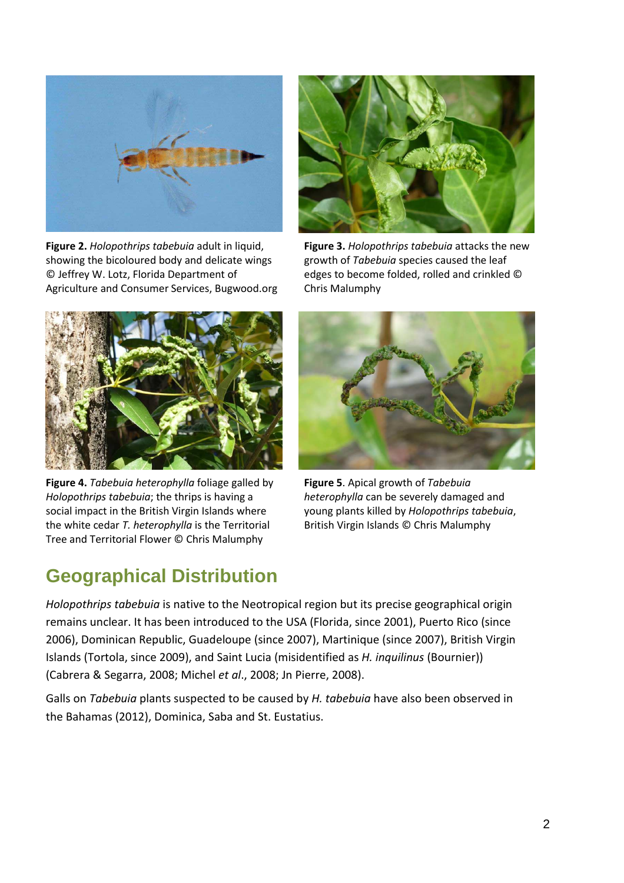**Figure 2.** *Holopothrips tabebuia* adult in liquid, showing the bicoloured body and delicate wings © Jeffrey W. Lotz, Florida Department of Agriculture and Consumer Services, Bugwood.org

**Figure 3.** *Holopothrips tabebuia* attacks the new growth of *Tabebuia* species caused the leaf edges to become folded, rolled and crinkled © Chris Malumphy

**Figure 4.** *Tabebuia heterophylla* foliage galled by *Holopothrips tabebuia*; the thrips is having a social impact in the British Virgin Islands where the white cedar *T. heterophylla* is the Territorial Tree and Territorial Flower © Chris Malumphy

**Figure 5**. Apical growth of *Tabebuia heterophylla* can be severely damaged and young plants killed by *Holopothrips tabebuia*, British Virgin Islands © Chris Malumphy

## Geographical Distribution

*Holopothrips tabebuia* is native to the Neotropical region but its precise geographical origin remains unclear. It has been introduced to the USA (Florida, since 2001), Puerto Rico (since 2006), Dominican Republic, Guadeloupe (since 2007), Martinique (since 2007), British Virgin Islands (Tortola, since 2009), and Saint Lucia (misidentified as *H. inquilinus* (Bournier)) (Cabrera & Segarra, 2008; Michel *et al*., 2008; Jn Pierre, 2008).

Galls on *Tabebuia* plants suspected to be caused by *H. tabebuia* have also been observed in the Bahamas (2012), Dominica, Saba and St. Eustatius.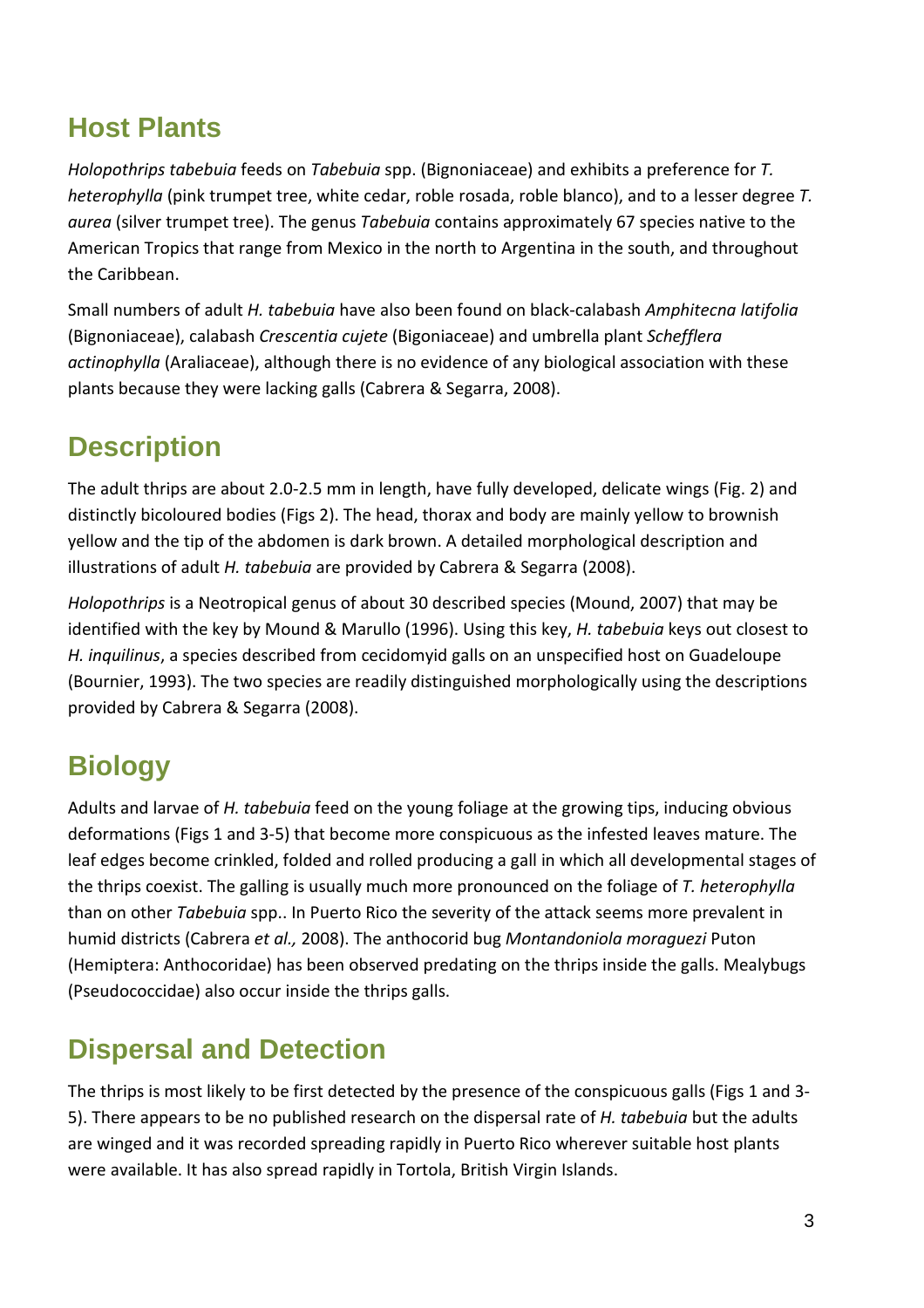## Host Plants

*Holopothrips tabebuia* feeds on *Tabebuia* spp. (Bignoniaceae) and exhibits a preference for *T. heterophylla* (pink trumpet tree, white cedar, roble rosada, roble blanco), and to a lesser degree *T. aurea* (silver trumpet tree). The genus *Tabebuia* contains approximately 67 species native to the American Tropics that range from Mexico in the north to Argentina in the south, and throughout the Caribbean.

Small numbers of adult *H. tabebuia* have also been found on black-calabash *Amphitecna latifolia* (Bignoniaceae), calabash *Crescentia cujete* (Bigoniaceae) and umbrella plant *Schefflera actinophylla* (Araliaceae), although there is no evidence of any biological association with these plants because they were lacking galls (Cabrera & Segarra, 2008).

## Description

The adult thrips are about 2.0-2.5 mm in length, have fully developed, delicate wings (Fig. 2) and distinctly bicoloured bodies (Figs 2). The head, thorax and body are mainly yellow to brownish yellow and the tip of the abdomen is dark brown. A detailed morphological description and illustrations of adult *H. tabebuia* are provided by Cabrera & Segarra (2008).

*Holopothrips* is a Neotropical genus of about 30 described species (Mound, 2007) that may be identified with the key by Mound & Marullo (1996). Using this key, *H. tabebuia* keys out closest to *H. inquilinus*, a species described from cecidomyid galls on an unspecified host on Guadeloupe (Bournier, 1993). The two species are readily distinguished morphologically using the descriptions provided by Cabrera & Segarra (2008).

## Biology

Adults and larvae of *H. tabebuia* feed on the young foliage at the growing tips, inducing obvious deformations (Figs 1 and 3-5) that become more conspicuous as the infested leaves mature. The leaf edges become crinkled, folded and rolled producing a gall in which all developmental stages of the thrips coexist. The galling is usually much more pronounced on the foliage of *T. heterophylla* than on other *Tabebuia* spp.. In Puerto Rico the severity of the attack seems more prevalent in humid districts (Cabrera *et al.,* 2008). The anthocorid bug *Montandoniola moraguezi* Puton (Hemiptera: Anthocoridae) has been observed predating on the thrips inside the galls. Mealybugs (Pseudococcidae) also occur inside the thrips galls.

## Dispersal and Detection

The thrips is most likely to be first detected by the presence of the conspicuous galls (Figs 1 and 3-5). There appears to be no published research on the dispersal rate of *H. tabebuia* but the adults are winged and it was recorded spreading rapidly in Puerto Rico wherever suitable host plants were available. It has also spread rapidly in Tortola, British Virgin Islands.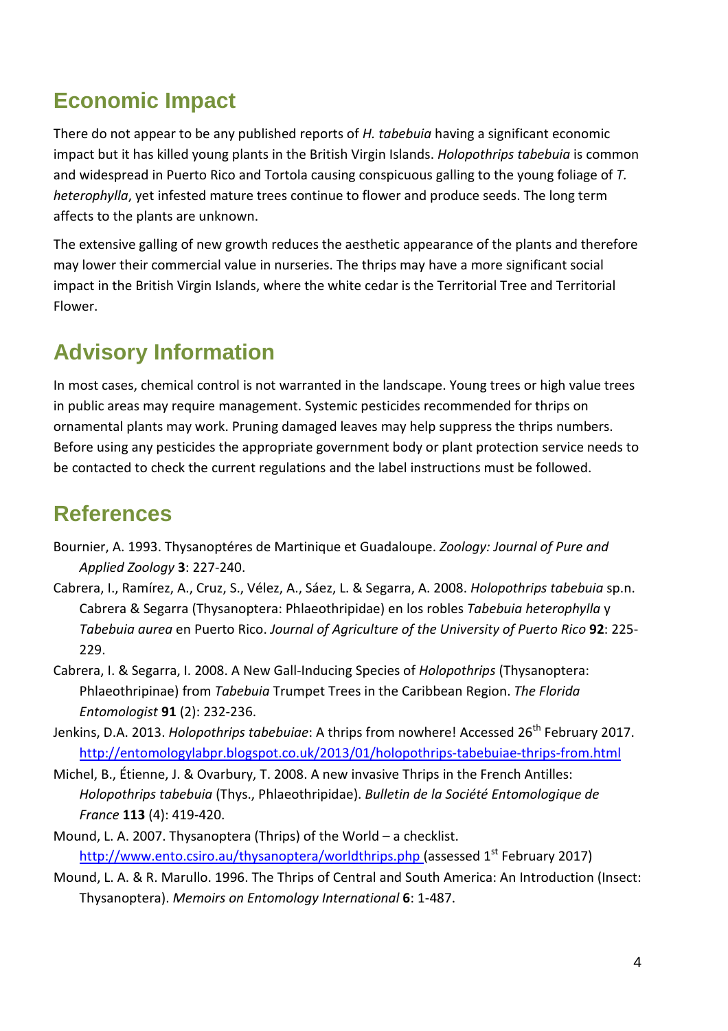## Economic Impact

There do not appear to be any published reports of *H. tabebuia* having a significant economic impact but it has killed young plants in the British Virgin Islands. *Holopothrips tabebuia* is common and widespread in Puerto Rico and Tortola causing conspicuous galling to the young foliage of *T. heterophylla*, yet infested mature trees continue to flower and produce seeds. The long term affects to the plants are unknown.

The extensive galling of new growth reduces the aesthetic appearance of the plants and therefore may lower their commercial value in nurseries. The thrips may have a more significant social impact in the British Virgin Islands, where the white cedar is the Territorial Tree and Territorial Flower.

## Advisory Information

In most cases, chemical control is not warranted in the landscape. Young trees or high value trees in public areas may require management. Systemic pesticides recommended for thrips on ornamental plants may work. Pruning damaged leaves may help suppress the thrips numbers. Before using any pesticides the appropriate government body or plant protection service needs to be contacted to check the current regulations and the label instructions must be followed.

## References

Bournier, A. 1993. Thysanoptéres de Martinique et Guadaloupe. *Zoology: Journal of Pure and Applied Zoology* **3**: 227-240.

Cabrera, I., Ramírez, A., Cruz, S., Vélez, A., Sáez, L. & Segarra, A. 2008. *Holopothrips tabebuia* sp.n. Cabrera & Segarra (Thysanoptera: Phlaeothripidae) en los robles *Tabebuia heterophylla* y *Tabebuia aurea* en Puerto Rico. *Journal of Agriculture of the University of Puerto Rico* **92**: 225-229.

Cabrera, I. & Segarra, I. 2008. A New Gall-Inducing Species of *Holopothrips* (Thysanoptera: Phlaeothripinae) from *Tabebuia* Trumpet Trees in the Caribbean Region. *The Florida Entomologist* **91** (2): 232-236.

Jenkins, D.A. 2013. *Holopothrips tabebuiae*: A thrips from nowhere! Accessed 26th February 2017. http://entomologylabpr.blogspot.co.uk/2013/01/holopothrips-tabebuiae-thrips-from.html

Michel, B., Étienne, J. & Ovarbury, T. 2008. A new invasive Thrips in the French Antilles: *Holopothrips tabebuia* (Thys., Phlaeothripidae). *Bulletin de la Société Entomologique de France* **113** (4): 419-420.

Mound, L. A. 2007. Thysanoptera (Thrips) of the World – a checklist. http://www.ento.csiro.au/thysanoptera/worldthrips.php (assessed 1st February 2017)

Mound, L. A. & R. Marullo. 1996. The Thrips of Central and South America: An Introduction (Insect: Thysanoptera). *Memoirs on Entomology International* **6**: 1-487.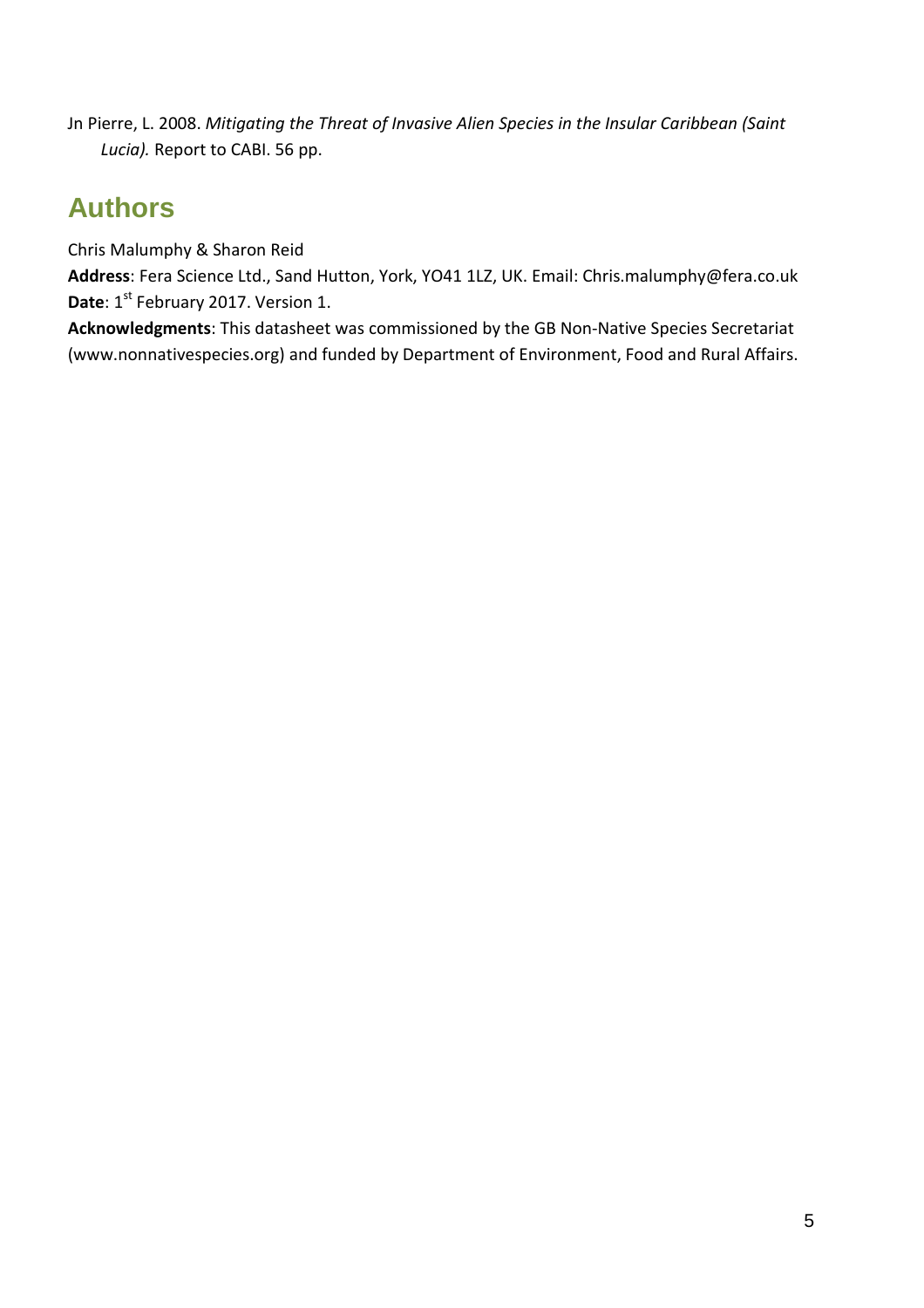Jn Pierre, L. 2008. *Mitigating the Threat of Invasive Alien Species in the Insular Caribbean (Saint Lucia).* Report to CABI. 56 pp.

## Authors

Chris Malumphy & Sharon Reid

**Address**: Fera Science Ltd., Sand Hutton, York, YO41 1LZ, UK. Email: Chris.malumphy@fera.co.uk

**Date**: 1st February 2017. Version 1.

**Acknowledgments**: This datasheet was commissioned by the GB Non-Native Species Secretariat (www.nonnativespecies.org) and funded by Department of Environment, Food and Rural Affairs.